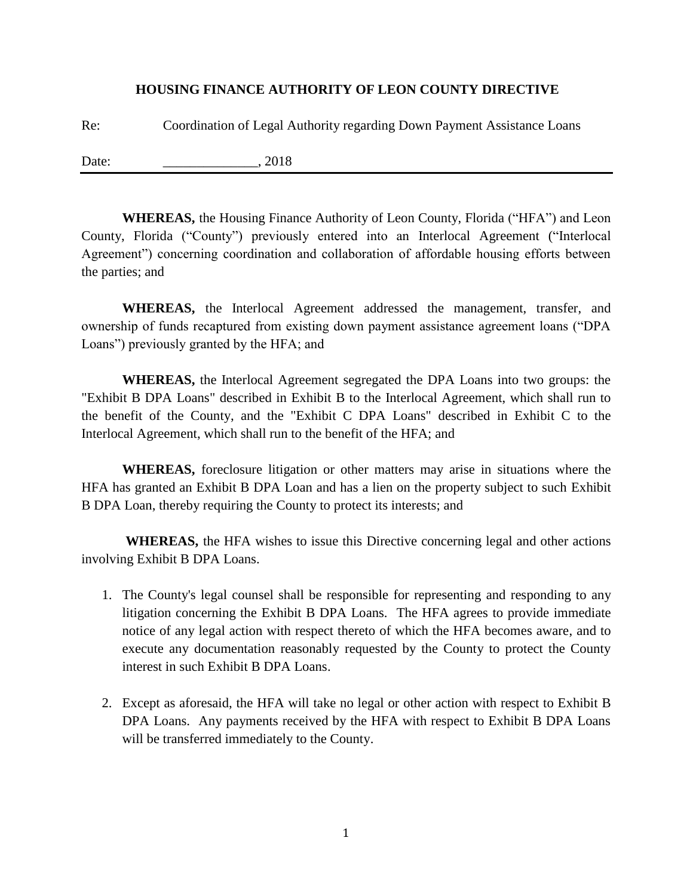# HOUSING FINANCE AUTHORITY OF LEON COUNTY DIRECTIVE

Re: Coordination of Legal Authority regarding Down Payment Assistance Loans

Date: ______________, 2018

---

**WHEREAS,** the Housing Finance Authority of Leon County, Florida ("HFA") and Leon County, Florida ("County") previously entered into an Interlocal Agreement ("Interlocal Agreement") concerning coordination and collaboration of affordable housing efforts between the parties; and

**WHEREAS,** the Interlocal Agreement addressed the management, transfer, and ownership of funds recaptured from existing down payment assistance agreement loans ("DPA Loans") previously granted by the HFA; and

**WHEREAS,** the Interlocal Agreement segregated the DPA Loans into two groups: the "Exhibit B DPA Loans" described in Exhibit B to the Interlocal Agreement, which shall run to the benefit of the County, and the "Exhibit C DPA Loans" described in Exhibit C to the Interlocal Agreement, which shall run to the benefit of the HFA; and

**WHEREAS,** foreclosure litigation or other matters may arise in situations where the HFA has granted an Exhibit B DPA Loan and has a lien on the property subject to such Exhibit B DPA Loan, thereby requiring the County to protect its interests; and

**WHEREAS,** the HFA wishes to issue this Directive concerning legal and other actions involving Exhibit B DPA Loans.

1. The County's legal counsel shall be responsible for representing and responding to any litigation concerning the Exhibit B DPA Loans. The HFA agrees to provide immediate notice of any legal action with respect thereto of which the HFA becomes aware, and to execute any documentation reasonably requested by the County to protect the County interest in such Exhibit B DPA Loans.

2. Except as aforesaid, the HFA will take no legal or other action with respect to Exhibit B DPA Loans. Any payments received by the HFA with respect to Exhibit B DPA Loans will be transferred immediately to the County.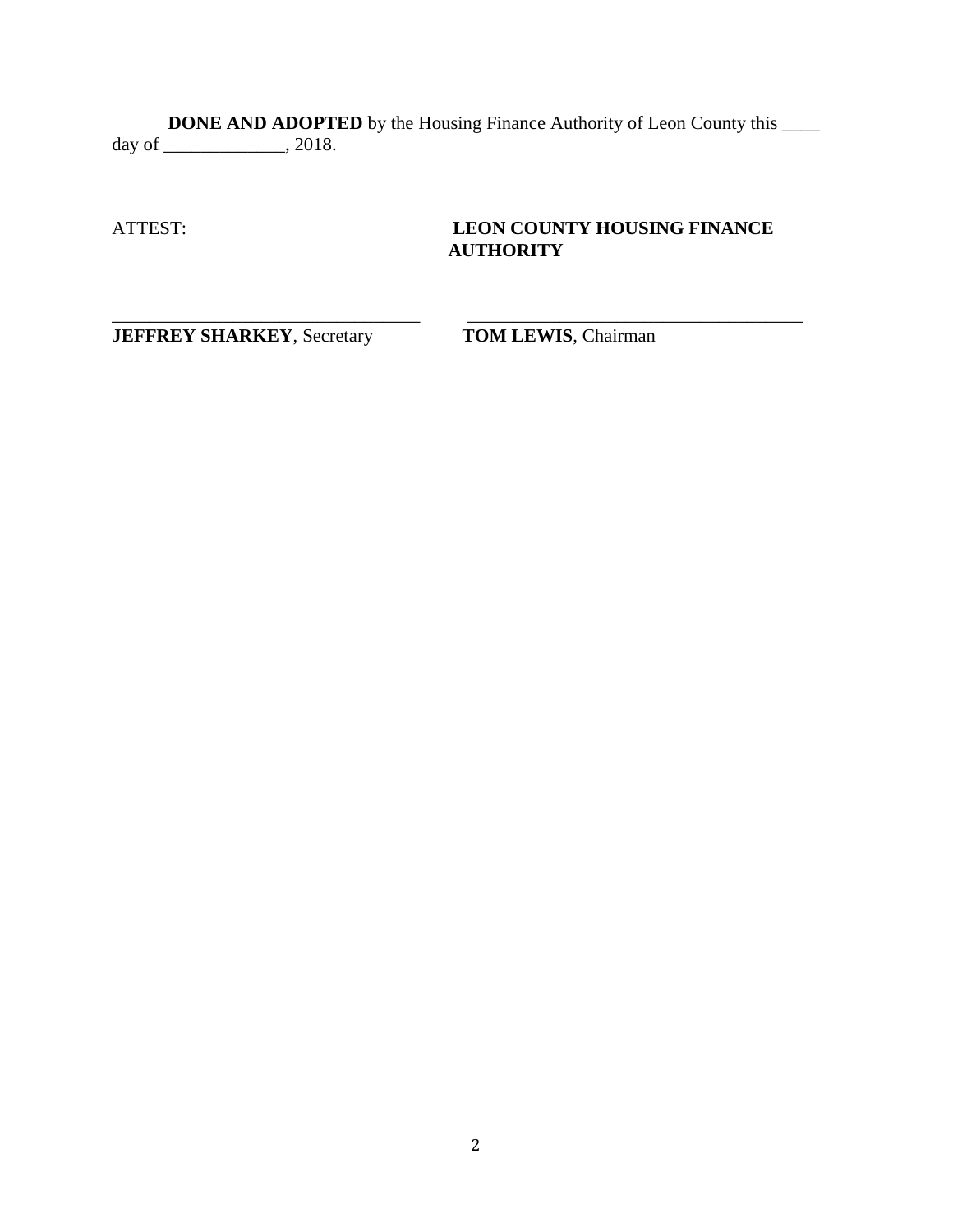**DONE AND ADOPTED** by the Housing Finance Authority of Leon County this ____ day of _____________, 2018.

| | |
|---|---|
| ATTEST: | **LEON COUNTY HOUSING FINANCE AUTHORITY** |
| _________________________________ | _____________________________________ |
| **JEFFREY SHARKEY**, Secretary | **TOM LEWIS**, Chairman |